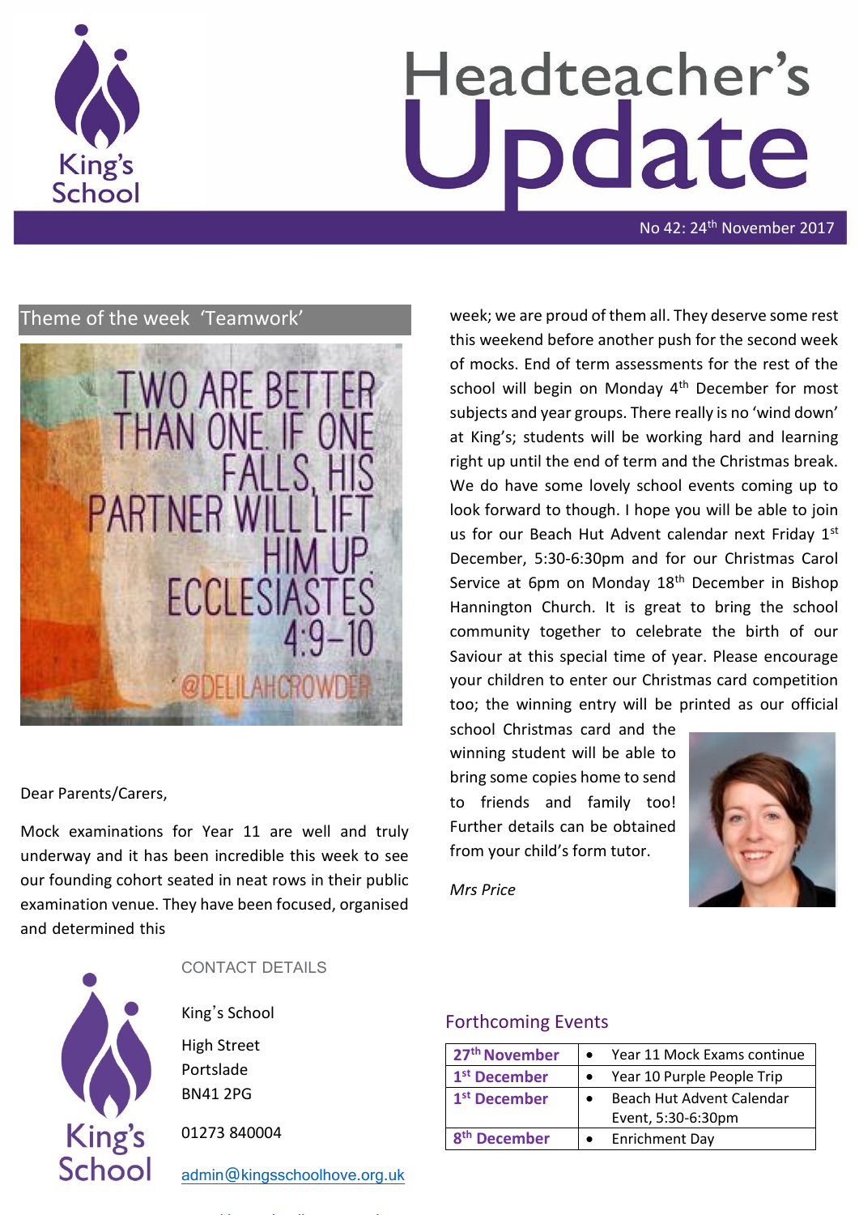# Headteacher's Update

No 42: 24th November 2017

## Theme of the week 'Teamwork'

TWO ARE BETTER THAN ONE. IF ONE FALLS, HIS PARTNER WILL LIFT HIM UP. ECCLESIASTES 4:9–10

@DELILAHCROWDER

Dear Parents/Carers,

Mock examinations for Year 11 are well and truly underway and it has been incredible this week to see our founding cohort seated in neat rows in their public examination venue. They have been focused, organised and determined this week; we are proud of them all. They deserve some rest this weekend before another push for the second week of mocks. End of term assessments for the rest of the school will begin on Monday 4th December for most subjects and year groups. There really is no 'wind down' at King's; students will be working hard and learning right up until the end of term and the Christmas break. We do have some lovely school events coming up to look forward to though. I hope you will be able to join us for our Beach Hut Advent calendar next Friday 1st December, 5:30-6:30pm and for our Christmas Carol Service at 6pm on Monday 18th December in Bishop Hannington Church. It is great to bring the school community together to celebrate the birth of our Saviour at this special time of year. Please encourage your children to enter our Christmas card competition too; the winning entry will be printed as our official school Christmas card and the winning student will be able to bring some copies home to send to friends and family too! Further details can be obtained from your child's form tutor.

*Mrs Price*

## CONTACT DETAILS

King's School

High Street

Portslade

BN41 2PG

01273 840004

admin@kingsschoolhove.org.uk

## Forthcoming Events

| | |
|---|---|
| **27th November** | • Year 11 Mock Exams continue |
| **1st December** | • Year 10 Purple People Trip |
| **1st December** | • Beach Hut Advent Calendar Event, 5:30-6:30pm |
| **8th December** | • Enrichment Day |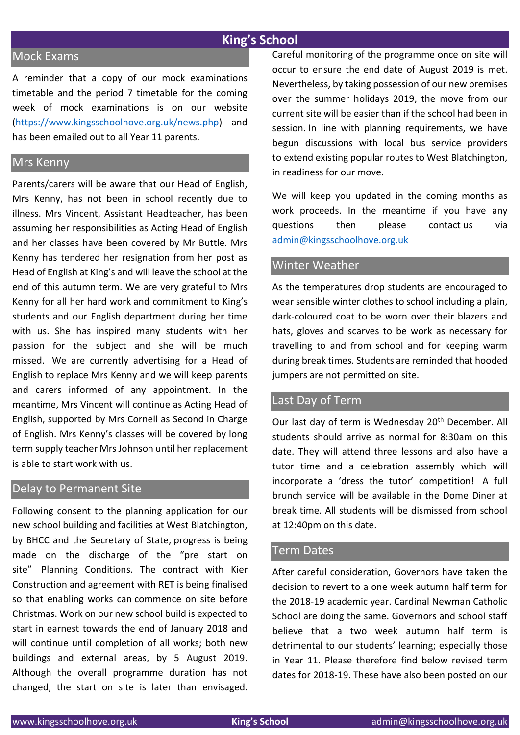## Mock Exams

A reminder that a copy of our mock examinations timetable and the period 7 timetable for the coming week of mock examinations is on our website (https://www.kingsschoolhove.org.uk/news.php) and has been emailed out to all Year 11 parents.

## Mrs Kenny

Parents/carers will be aware that our Head of English, Mrs Kenny, has not been in school recently due to illness. Mrs Vincent, Assistant Headteacher, has been assuming her responsibilities as Acting Head of English and her classes have been covered by Mr Buttle. Mrs Kenny has tendered her resignation from her post as Head of English at King's and will leave the school at the end of this autumn term. We are very grateful to Mrs Kenny for all her hard work and commitment to King's students and our English department during her time with us. She has inspired many students with her passion for the subject and she will be much missed. We are currently advertising for a Head of English to replace Mrs Kenny and we will keep parents and carers informed of any appointment. In the meantime, Mrs Vincent will continue as Acting Head of English, supported by Mrs Cornell as Second in Charge of English. Mrs Kenny's classes will be covered by long term supply teacher Mrs Johnson until her replacement is able to start work with us.

## Delay to Permanent Site

Following consent to the planning application for our new school building and facilities at West Blatchington, by BHCC and the Secretary of State, progress is being made on the discharge of the "pre start on site" Planning Conditions. The contract with Kier Construction and agreement with RET is being finalised so that enabling works can commence on site before Christmas. Work on our new school build is expected to start in earnest towards the end of January 2018 and will continue until completion of all works; both new buildings and external areas, by 5 August 2019. Although the overall programme duration has not changed, the start on site is later than envisaged. Careful monitoring of the programme once on site will occur to ensure the end date of August 2019 is met. Nevertheless, by taking possession of our new premises over the summer holidays 2019, the move from our current site will be easier than if the school had been in session. In line with planning requirements, we have begun discussions with local bus service providers to extend existing popular routes to West Blatchington, in readiness for our move.

We will keep you updated in the coming months as work proceeds. In the meantime if you have any questions then please contact us via admin@kingsschoolhove.org.uk

## Winter Weather

As the temperatures drop students are encouraged to wear sensible winter clothes to school including a plain, dark-coloured coat to be worn over their blazers and hats, gloves and scarves to be work as necessary for travelling to and from school and for keeping warm during break times. Students are reminded that hooded jumpers are not permitted on site.

## Last Day of Term

Our last day of term is Wednesday 20th December. All students should arrive as normal for 8:30am on this date. They will attend three lessons and also have a tutor time and a celebration assembly which will incorporate a 'dress the tutor' competition! A full brunch service will be available in the Dome Diner at break time. All students will be dismissed from school at 12:40pm on this date.

## Term Dates

After careful consideration, Governors have taken the decision to revert to a one week autumn half term for the 2018-19 academic year. Cardinal Newman Catholic School are doing the same. Governors and school staff believe that a two week autumn half term is detrimental to our students' learning; especially those in Year 11. Please therefore find below revised term dates for 2018-19. These have also been posted on our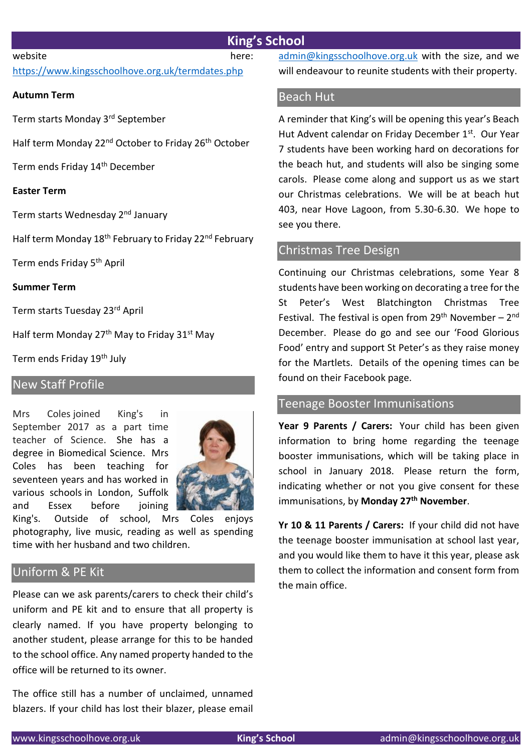website here: https://www.kingsschoolhove.org.uk/termdates.php

**Autumn Term**

Term starts Monday 3rd September

Half term Monday 22nd October to Friday 26th October

Term ends Friday 14th December

**Easter Term**

Term starts Wednesday 2nd January

Half term Monday 18th February to Friday 22nd February

Term ends Friday 5th April

**Summer Term**

Term starts Tuesday 23rd April

Half term Monday 27th May to Friday 31st May

Term ends Friday 19th July

## New Staff Profile

Mrs Coles joined King's in September 2017 as a part time teacher of Science. She has a degree in Biomedical Science. Mrs Coles has been teaching for seventeen years and has worked in various schools in London, Suffolk and Essex before joining King's. Outside of school, Mrs Coles enjoys photography, live music, reading as well as spending time with her husband and two children.

## Uniform & PE Kit

Please can we ask parents/carers to check their child's uniform and PE kit and to ensure that all property is clearly named. If you have property belonging to another student, please arrange for this to be handed to the school office. Any named property handed to the office will be returned to its owner.

The office still has a number of unclaimed, unnamed blazers. If your child has lost their blazer, please email admin@kingsschoolhove.org.uk with the size, and we will endeavour to reunite students with their property.

## Beach Hut

A reminder that King's will be opening this year's Beach Hut Advent calendar on Friday December 1st. Our Year 7 students have been working hard on decorations for the beach hut, and students will also be singing some carols. Please come along and support us as we start our Christmas celebrations. We will be at beach hut 403, near Hove Lagoon, from 5.30-6.30. We hope to see you there.

## Christmas Tree Design

Continuing our Christmas celebrations, some Year 8 students have been working on decorating a tree for the St Peter's West Blatchington Christmas Tree Festival. The festival is open from 29th November – 2nd December. Please do go and see our 'Food Glorious Food' entry and support St Peter's as they raise money for the Martlets. Details of the opening times can be found on their Facebook page.

## Teenage Booster Immunisations

**Year 9 Parents / Carers:** Your child has been given information to bring home regarding the teenage booster immunisations, which will be taking place in school in January 2018. Please return the form, indicating whether or not you give consent for these immunisations, by **Monday 27th November**.

**Yr 10 & 11 Parents / Carers:** If your child did not have the teenage booster immunisation at school last year, and you would like them to have it this year, please ask them to collect the information and consent form from the main office.